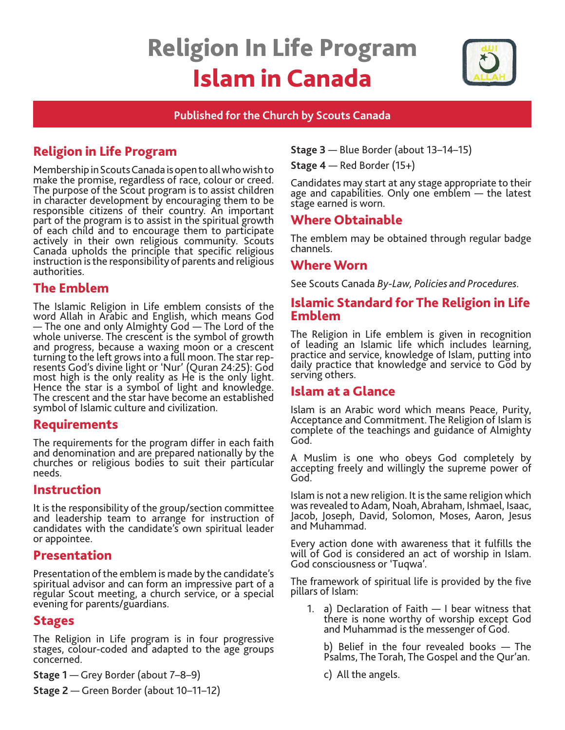# Religion In Life Program
# Islam in Canada

**Published for the Church by Scouts Canada**

## Religion in Life Program

Membership in Scouts Canada is open to all who wish to make the promise, regardless of race, colour or creed. The purpose of the Scout program is to assist children in character development by encouraging them to be responsible citizens of their country. An important part of the program is to assist in the spiritual growth of each child and to encourage them to participate actively in their own religious community. Scouts Canada upholds the principle that specific religious instruction is the responsibility of parents and religious authorities.

## The Emblem

The Islamic Religion in Life emblem consists of the word Allah in Arabic and English, which means God — The one and only Almighty God — The Lord of the whole universe. The crescent is the symbol of growth and progress, because a waxing moon or a crescent turning to the left grows into a full moon. The star represents God's divine light or 'Nur' (Quran 24:25): God most high is the only reality as He is the only light. Hence the star is a symbol of light and knowledge. The crescent and the star have become an established symbol of Islamic culture and civilization.

## Requirements

The requirements for the program differ in each faith and denomination and are prepared nationally by the churches or religious bodies to suit their particular needs.

## Instruction

It is the responsibility of the group/section committee and leadership team to arrange for instruction of candidates with the candidate's own spiritual leader or appointee.

## Presentation

Presentation of the emblem is made by the candidate's spiritual advisor and can form an impressive part of a regular Scout meeting, a church service, or a special evening for parents/guardians.

## Stages

The Religion in Life program is in four progressive stages, colour-coded and adapted to the age groups concerned.

**Stage 1** — Grey Border (about 7–8–9)

**Stage 2** — Green Border (about 10–11–12)

**Stage 3** — Blue Border (about 13–14–15)

**Stage 4** — Red Border (15+)

Candidates may start at any stage appropriate to their age and capabilities. Only one emblem — the latest stage earned is worn.

## Where Obtainable

The emblem may be obtained through regular badge channels.

## Where Worn

See Scouts Canada *By-Law, Policies and Procedures*.

## Islamic Standard for The Religion in Life Emblem

The Religion in Life emblem is given in recognition of leading an Islamic life which includes learning, practice and service, knowledge of Islam, putting into daily practice that knowledge and service to God by serving others.

## Islam at a Glance

Islam is an Arabic word which means Peace, Purity, Acceptance and Commitment. The Religion of Islam is complete of the teachings and guidance of Almighty God.

A Muslim is one who obeys God completely by accepting freely and willingly the supreme power of God.

Islam is not a new religion. It is the same religion which was revealed to Adam, Noah, Abraham, Ishmael, Isaac, Jacob, Joseph, David, Solomon, Moses, Aaron, Jesus and Muhammad.

Every action done with awareness that it fulfills the will of God is considered an act of worship in Islam. God consciousness or 'Tuqwa'.

The framework of spiritual life is provided by the five pillars of Islam:

1. a) Declaration of Faith — I bear witness that there is none worthy of worship except God and Muhammad is the messenger of God.

   b) Belief in the four revealed books — The Psalms, The Torah, The Gospel and the Qur'an.

   c) All the angels.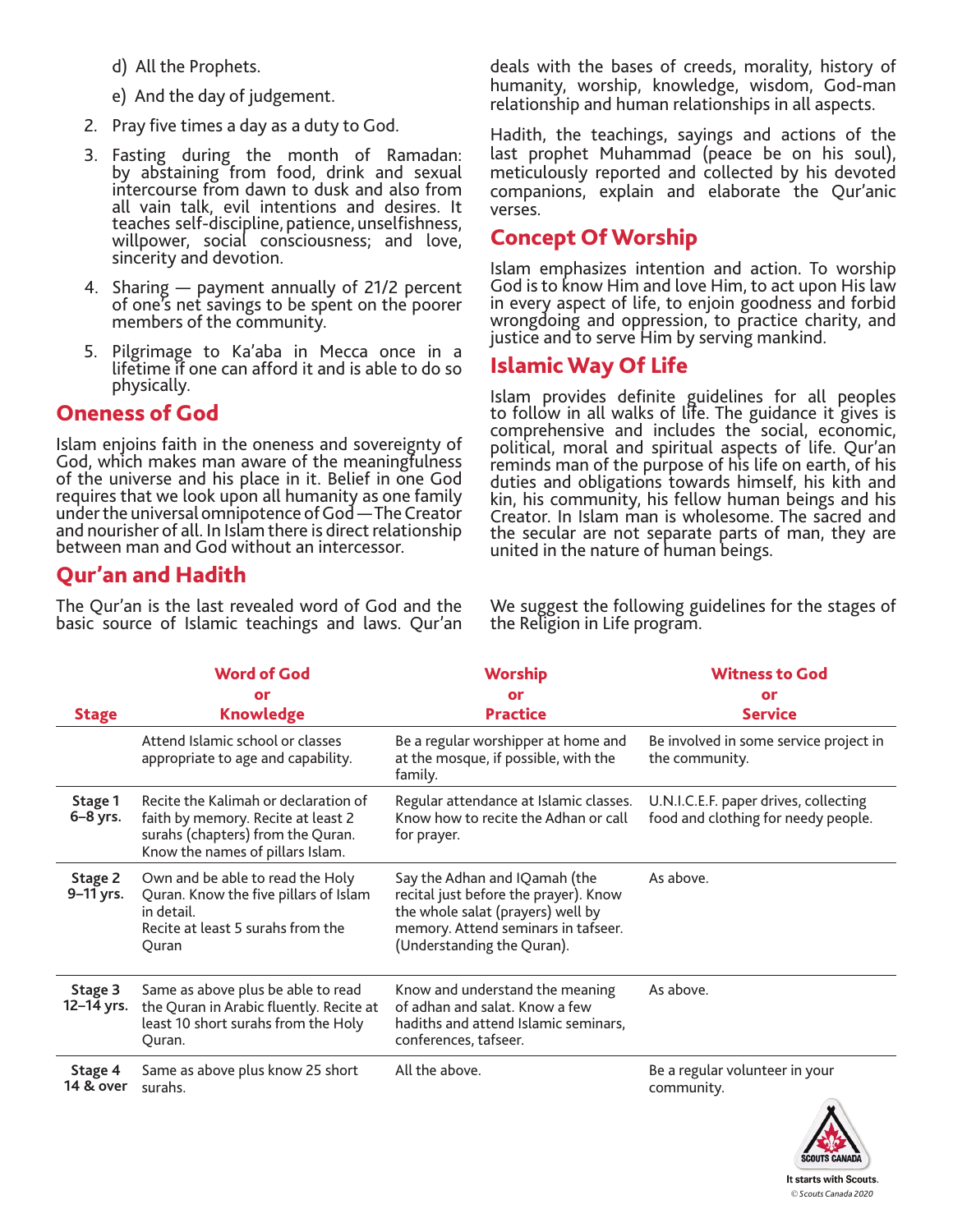d) All the Prophets.

e) And the day of judgement.

2. Pray five times a day as a duty to God.

3. Fasting during the month of Ramadan: by abstaining from food, drink and sexual intercourse from dawn to dusk and also from all vain talk, evil intentions and desires. It teaches self-discipline, patience, unselfishness, willpower, social consciousness; and love, sincerity and devotion.

4. Sharing — payment annually of 21/2 percent of one's net savings to be spent on the poorer members of the community.

5. Pilgrimage to Ka'aba in Mecca once in a lifetime if one can afford it and is able to do so physically.

## Oneness of God

Islam enjoins faith in the oneness and sovereignty of God, which makes man aware of the meaningfulness of the universe and his place in it. Belief in one God requires that we look upon all humanity as one family under the universal omnipotence of God — The Creator and nourisher of all. In Islam there is direct relationship between man and God without an intercessor.

## Qur'an and Hadith

The Qur'an is the last revealed word of God and the basic source of Islamic teachings and laws. Qur'an deals with the bases of creeds, morality, history of humanity, worship, knowledge, wisdom, God-man relationship and human relationships in all aspects.

Hadith, the teachings, sayings and actions of the last prophet Muhammad (peace be on his soul), meticulously reported and collected by his devoted companions, explain and elaborate the Qur'anic verses.

## Concept Of Worship

Islam emphasizes intention and action. To worship God is to know Him and love Him, to act upon His law in every aspect of life, to enjoin goodness and forbid wrongdoing and oppression, to practice charity, and justice and to serve Him by serving mankind.

## Islamic Way Of Life

Islam provides definite guidelines for all peoples to follow in all walks of life. The guidance it gives is comprehensive and includes the social, economic, political, moral and spiritual aspects of life. Qur'an reminds man of the purpose of his life on earth, of his duties and obligations towards himself, his kith and kin, his community, his fellow human beings and his Creator. In Islam man is wholesome. The sacred and the secular are not separate parts of man, they are united in the nature of human beings.

We suggest the following guidelines for the stages of the Religion in Life program.

| Stage | Word of God or Knowledge | Worship or Practice | Witness to God or Service |
|---|---|---|---|
| | Attend Islamic school or classes appropriate to age and capability. | Be a regular worshipper at home and at the mosque, if possible, with the family. | Be involved in some service project in the community. |
| Stage 1 6–8 yrs. | Recite the Kalimah or declaration of faith by memory. Recite at least 2 surahs (chapters) from the Quran. Know the names of pillars Islam. | Regular attendance at Islamic classes. Know how to recite the Adhan or call for prayer. | U.N.I.C.E.F. paper drives, collecting food and clothing for needy people. |
| Stage 2 9–11 yrs. | Own and be able to read the Holy Quran. Know the five pillars of Islam in detail. Recite at least 5 surahs from the Quran | Say the Adhan and IQamah (the recital just before the prayer). Know the whole salat (prayers) well by memory. Attend seminars in tafseer. (Understanding the Quran). | As above. |
| Stage 3 12–14 yrs. | Same as above plus be able to read the Quran in Arabic fluently. Recite at least 10 short surahs from the Holy Quran. | Know and understand the meaning of adhan and salat. Know a few hadiths and attend Islamic seminars, conferences, tafseer. | As above. |
| Stage 4 14 & over | Same as above plus know 25 short surahs. | All the above. | Be a regular volunteer in your community. |

SCOUTS CANADA
It starts with Scouts.
© Scouts Canada 2020